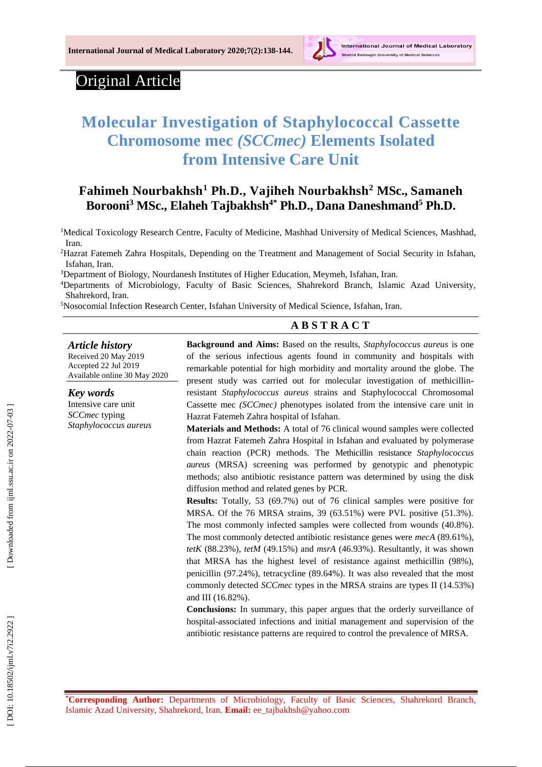Original Article

# Molecular Investigation of Staphylococcal Cassette Chromosome mec *(SCCmec)* Elements Isolated from Intensive Care Unit

**Fahimeh Nourbakhsh[1] Ph.D., Vajiheh Nourbakhsh[2] MSc., Samaneh Borooni[3] MSc., Elaheh Tajbakhsh[4*] Ph.D., Dana Daneshmand[5] Ph.D.**

[1]Medical Toxicology Research Centre, Faculty of Medicine, Mashhad University of Medical Sciences, Mashhad, Iran.

[2]Hazrat Fatemeh Zahra Hospitals, Depending on the Treatment and Management of Social Security in Isfahan, Isfahan, Iran.

[3]Department of Biology, Nourdanesh Institutes of Higher Education, Meymeh, Isfahan, Iran.

[4]Departments of Microbiology, Faculty of Basic Sciences, Shahrekord Branch, Islamic Azad University, Shahrekord, Iran.

[5]Nosocomial Infection Research Center, Isfahan University of Medical Science, Isfahan, Iran.

***Article history***

Received 20 May 2019
Accepted 22 Jul 2019
Available online 30 May 2020

***Key words***

Intensive care unit
*SCCmec* typing
*Staphylococcus aureus*

## ABSTRACT

**Background and Aims:** Based on the results, *Staphylococcus aureus* is one of the serious infectious agents found in community and hospitals with remarkable potential for high morbidity and mortality around the globe. The present study was carried out for molecular investigation of methicillin-resistant *Staphylococcus aureus* strains and Staphylococcal Chromosomal Cassette mec *(SCCmec)* phenotypes isolated from the intensive care unit in Hazrat Fatemeh Zahra hospital of Isfahan.

**Materials and Methods:** A total of 76 clinical wound samples were collected from Hazrat Fatemeh Zahra Hospital in Isfahan and evaluated by polymerase chain reaction (PCR) methods. The Methicillin resistance *Staphylococcus aureus* (MRSA) screening was performed by genotypic and phenotypic methods; also antibiotic resistance pattern was determined by using the disk diffusion method and related genes by PCR.

**Results:** Totally, 53 (69.7%) out of 76 clinical samples were positive for MRSA. Of the 76 MRSA strains, 39 (63.51%) were PVL positive (51.3%). The most commonly infected samples were collected from wounds (40.8%). The most commonly detected antibiotic resistance genes were *mecA* (89.61%), *tetK* (88.23%), *tetM* (49.15%) and *msrA* (46.93%). Resultantly, it was shown that MRSA has the highest level of resistance against methicillin (98%), penicillin (97.24%), tetracycline (89.64%). It was also revealed that the most commonly detected *SCCmec* types in the MRSA strains are types II (14.53%) and III (16.82%).

**Conclusions:** In summary, this paper argues that the orderly surveillance of hospital-associated infections and initial management and supervision of the antibiotic resistance patterns are required to control the prevalence of MRSA.

**[*]Corresponding Author:** Departments of Microbiology, Faculty of Basic Sciences, Shahrekord Branch, Islamic Azad University, Shahrekord, Iran. **Email:** ee_tajbakhsh@yahoo.com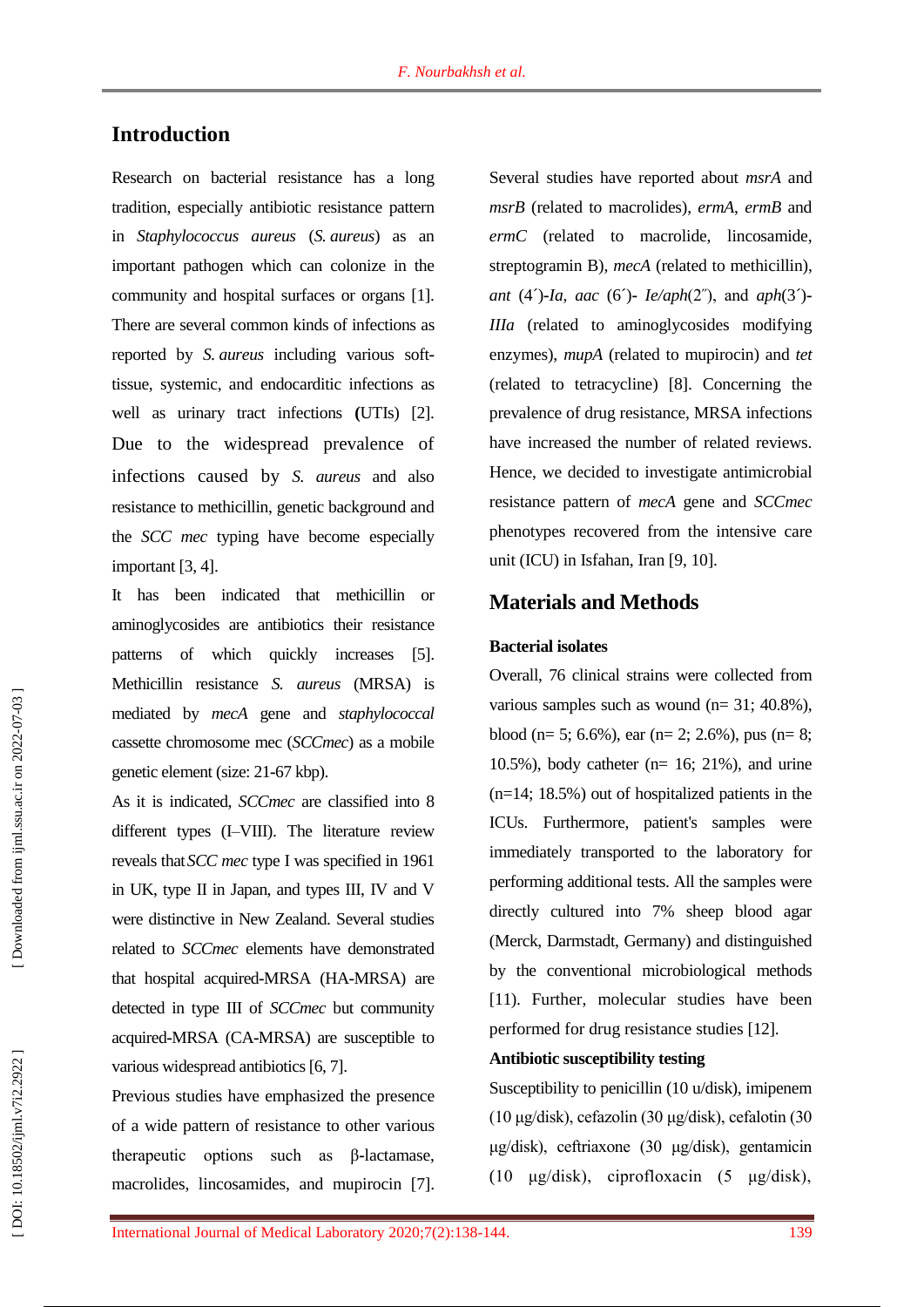## Introduction

Research on bacterial resistance has a long tradition, especially antibiotic resistance pattern in *Staphylococcus aureus* (*S. aureus*) as an important pathogen which can colonize in the community and hospital surfaces or organs [1]. There are several common kinds of infections as reported by *S. aureus* including various soft-tissue, systemic, and endocarditic infections as well as urinary tract infections **(**UTIs) [2]. Due to the widespread prevalence of infections caused by *S. aureus* and also resistance to methicillin, genetic background and the *SCC mec* typing have become especially important [3, 4].

It has been indicated that methicillin or aminoglycosides are antibiotics their resistance patterns of which quickly increases [5]. Methicillin resistance *S. aureus* (MRSA) is mediated by *mecA* gene and *staphylococcal* cassette chromosome mec (*SCCmec*) as a mobile genetic element (size: 21-67 kbp).

As it is indicated, *SCCmec* are classified into 8 different types (I–VIII). The literature review reveals that *SCC mec* type I was specified in 1961 in UK, type II in Japan, and types III, IV and V were distinctive in New Zealand. Several studies related to *SCCmec* elements have demonstrated that hospital acquired-MRSA (HA-MRSA) are detected in type III of *SCCmec* but community acquired-MRSA (CA-MRSA) are susceptible to various widespread antibiotics [6, 7].

Previous studies have emphasized the presence of a wide pattern of resistance to other various therapeutic options such as β-lactamase, macrolides, lincosamides, and mupirocin [7]. Several studies have reported about *msrA* and *msrB* (related to macrolides), *ermA*, *ermB* and *ermC* (related to macrolide, lincosamide, streptogramin B), *mecA* (related to methicillin), *ant* (4´)-*Ia*, *aac* (6´)- *Ie/aph*(2″), and *aph*(3´)-*IIIa* (related to aminoglycosides modifying enzymes), *mupA* (related to mupirocin) and *tet* (related to tetracycline) [8]. Concerning the prevalence of drug resistance, MRSA infections have increased the number of related reviews. Hence, we decided to investigate antimicrobial resistance pattern of *mecA* gene and *SCCmec* phenotypes recovered from the intensive care unit (ICU) in Isfahan, Iran [9, 10].

## Materials and Methods

### Bacterial isolates

Overall, 76 clinical strains were collected from various samples such as wound (n= 31; 40.8%), blood (n= 5; 6.6%), ear (n= 2; 2.6%), pus (n= 8; 10.5%), body catheter (n= 16; 21%), and urine (n=14; 18.5%) out of hospitalized patients in the ICUs. Furthermore, patient's samples were immediately transported to the laboratory for performing additional tests. All the samples were directly cultured into 7% sheep blood agar (Merck, Darmstadt, Germany) and distinguished by the conventional microbiological methods [11]. Further, molecular studies have been performed for drug resistance studies [12].

### Antibiotic susceptibility testing

Susceptibility to penicillin (10 u/disk), imipenem (10 µg/disk), cefazolin (30 µg/disk), cefalotin (30 µg/disk), ceftriaxone (30 µg/disk), gentamicin (10 µg/disk), ciprofloxacin (5 µg/disk),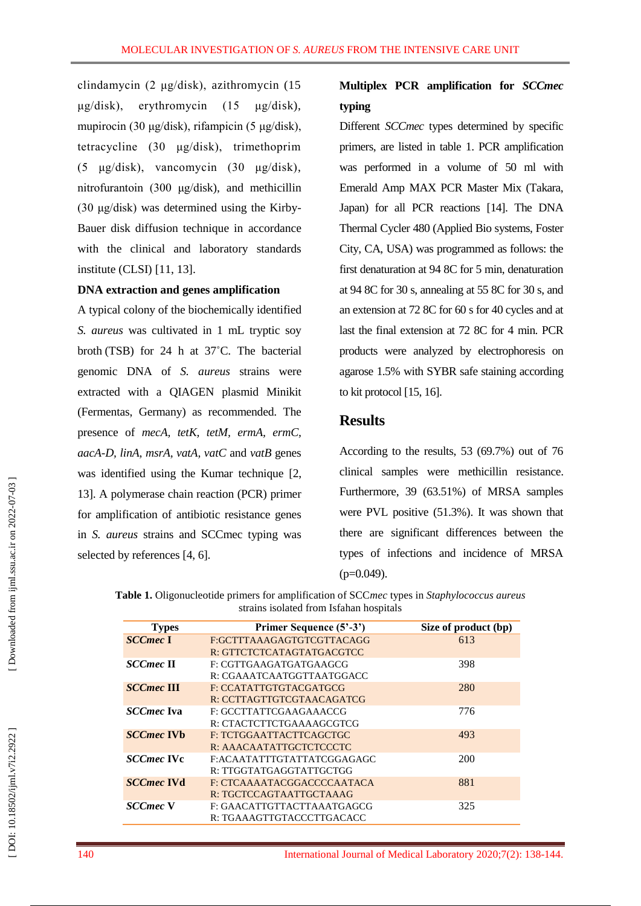clindamycin (2 µg/disk), azithromycin (15 µg/disk), erythromycin (15 µg/disk), mupirocin (30 µg/disk), rifampicin (5 µg/disk), tetracycline (30 µg/disk), trimethoprim (5 µg/disk), vancomycin (30 µg/disk), nitrofurantoin (300 µg/disk), and methicillin (30 µg/disk) was determined using the Kirby-Bauer disk diffusion technique in accordance with the clinical and laboratory standards institute (CLSI) [11, 13].

**DNA extraction and genes amplification**

A typical colony of the biochemically identified *S. aureus* was cultivated in 1 mL tryptic soy broth (TSB) for 24 h at 37˚C. The bacterial genomic DNA of *S. aureus* strains were extracted with a QIAGEN plasmid Minikit (Fermentas, Germany) as recommended. The presence of *mecA, tetK, tetM, ermA, ermC, aacA-D, linA, msrA, vatA, vatC* and *vatB* genes was identified using the Kumar technique [2, 13]. A polymerase chain reaction (PCR) primer for amplification of antibiotic resistance genes in *S. aureus* strains and SCCmec typing was selected by references [4, 6].

**Multiplex PCR amplification for *SCCmec* typing**

Different *SCCmec* types determined by specific primers, are listed in table 1. PCR amplification was performed in a volume of 50 ml with Emerald Amp MAX PCR Master Mix (Takara, Japan) for all PCR reactions [14]. The DNA Thermal Cycler 480 (Applied Bio systems, Foster City, CA, USA) was programmed as follows: the first denaturation at 94 8C for 5 min, denaturation at 94 8C for 30 s, annealing at 55 8C for 30 s, and an extension at 72 8C for 60 s for 40 cycles and at last the final extension at 72 8C for 4 min. PCR products were analyzed by electrophoresis on agarose 1.5% with SYBR safe staining according to kit protocol [15, 16].

# Results

According to the results, 53 (69.7%) out of 76 clinical samples were methicillin resistance. Furthermore, 39 (63.51%) of MRSA samples were PVL positive (51.3%). It was shown that there are significant differences between the types of infections and incidence of MRSA (p=0.049).

**Table 1.** Oligonucleotide primers for amplification of SCC*mec* types in *Staphylococcus aureus* strains isolated from Isfahan hospitals

| Types | Primer Sequence (5'-3') | Size of product (bp) |
|---|---|---|
| ***SCCmec* I** | F:GCTTTAAAGAGTGTCGTTACAGG<br>R: GTTCTCTCATAGTATGACGTCC | 613 |
| ***SCCmec* II** | F: CGTTGAAGATGATGAAGCG<br>R: CGAAATCAATGGTTAATGGACC | 398 |
| ***SCCmec* III** | F: CCATATTGTGTACGATGCG<br>R: CCTTAGTTGTCGTAACAGATCG | 280 |
| ***SCCmec* Iva** | F: GCCTTATTCGAAGAAACCG<br>R: CTACTCTTCTGAAAAGCGTCG | 776 |
| ***SCCmec* IVb** | F: TCTGGAATTACTTCAGCTGC<br>R: AAACAATATTGCTCTCCCTC | 493 |
| ***SCCmec* IVc** | F:ACAATATTTGTATTATCGGAGAGC<br>R: TTGGTATGAGGTATTGCTGG | 200 |
| ***SCCmec* IVd** | F: CTCAAAATACGGACCCCAATACA<br>R: TGCTCCAGTAATTGCTAAAG | 881 |
| ***SCCmec* V** | F: GAACATTGTTACTTAAATGAGCG<br>R: TGAAAGTTGTACCCTTGACACC | 325 |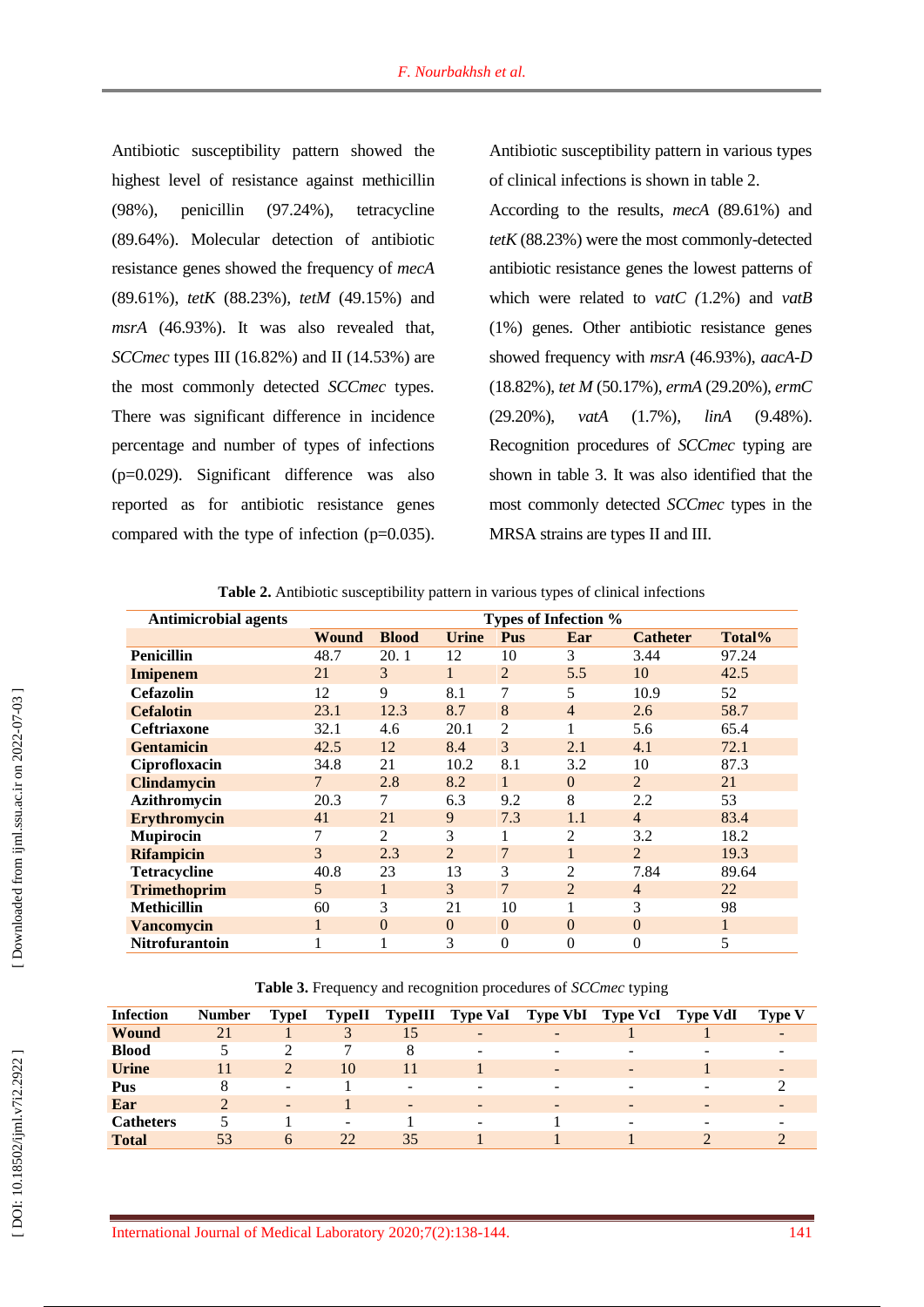Antibiotic susceptibility pattern showed the highest level of resistance against methicillin (98%), penicillin (97.24%), tetracycline (89.64%). Molecular detection of antibiotic resistance genes showed the frequency of *mecA* (89.61%), *tetK* (88.23%), *tetM* (49.15%) and *msrA* (46.93%). It was also revealed that, *SCCmec* types III (16.82%) and II (14.53%) are the most commonly detected *SCCmec* types. There was significant difference in incidence percentage and number of types of infections (p=0.029). Significant difference was also reported as for antibiotic resistance genes compared with the type of infection (p=0.035).

Antibiotic susceptibility pattern in various types of clinical infections is shown in table 2.

According to the results, *mecA* (89.61%) and *tetK* (88.23%) were the most commonly-detected antibiotic resistance genes the lowest patterns of which were related to *vatC* (1.2%) and *vatB* (1%) genes. Other antibiotic resistance genes showed frequency with *msrA* (46.93%), *aacA-D* (18.82%), *tet M* (50.17%), *ermA* (29.20%), *ermC* (29.20%), *vatA* (1.7%), *linA* (9.48%). Recognition procedures of *SCCmec* typing are shown in table 3. It was also identified that the most commonly detected *SCCmec* types in the MRSA strains are types II and III.

**Table 2.** Antibiotic susceptibility pattern in various types of clinical infections

| Antimicrobial agents | Types of Infection % | | | | | | |
|---|---|---|---|---|---|---|---|
| | **Wound** | **Blood** | **Urine** | **Pus** | **Ear** | **Catheter** | **Total%** |
| **Penicillin** | 48.7 | 20. 1 | 12 | 10 | 3 | 3.44 | 97.24 |
| **Imipenem** | 21 | 3 | 1 | 2 | 5.5 | 10 | 42.5 |
| **Cefazolin** | 12 | 9 | 8.1 | 7 | 5 | 10.9 | 52 |
| **Cefalotin** | 23.1 | 12.3 | 8.7 | 8 | 4 | 2.6 | 58.7 |
| **Ceftriaxone** | 32.1 | 4.6 | 20.1 | 2 | 1 | 5.6 | 65.4 |
| **Gentamicin** | 42.5 | 12 | 8.4 | 3 | 2.1 | 4.1 | 72.1 |
| **Ciprofloxacin** | 34.8 | 21 | 10.2 | 8.1 | 3.2 | 10 | 87.3 |
| **Clindamycin** | 7 | 2.8 | 8.2 | 1 | 0 | 2 | 21 |
| **Azithromycin** | 20.3 | 7 | 6.3 | 9.2 | 8 | 2.2 | 53 |
| **Erythromycin** | 41 | 21 | 9 | 7.3 | 1.1 | 4 | 83.4 |
| **Mupirocin** | 7 | 2 | 3 | 1 | 2 | 3.2 | 18.2 |
| **Rifampicin** | 3 | 2.3 | 2 | 7 | 1 | 2 | 19.3 |
| **Tetracycline** | 40.8 | 23 | 13 | 3 | 2 | 7.84 | 89.64 |
| **Trimethoprim** | 5 | 1 | 3 | 7 | 2 | 4 | 22 |
| **Methicillin** | 60 | 3 | 21 | 10 | 1 | 3 | 98 |
| **Vancomycin** | 1 | 0 | 0 | 0 | 0 | 0 | 1 |
| **Nitrofurantoin** | 1 | 1 | 3 | 0 | 0 | 0 | 5 |

**Table 3.** Frequency and recognition procedures of *SCCmec* typing

| Infection | Number | TypeI | TypeII | TypeIII | Type VaI | Type VbI | Type VcI | Type VdI | Type V |
|---|---|---|---|---|---|---|---|---|---|
| **Wound** | 21 | 1 | 3 | 15 | - | - | 1 | 1 | - |
| **Blood** | 5 | 2 | 7 | 8 | - | - | - | - | - |
| **Urine** | 11 | 2 | 10 | 11 | 1 | - | - | 1 | - |
| **Pus** | 8 | - | 1 | - | - | - | - | - | 2 |
| **Ear** | 2 | - | 1 | - | - | - | - | - | - |
| **Catheters** | 5 | 1 | - | 1 | - | 1 | - | - | - |
| **Total** | 53 | 6 | 22 | 35 | 1 | 1 | 1 | 2 | 2 |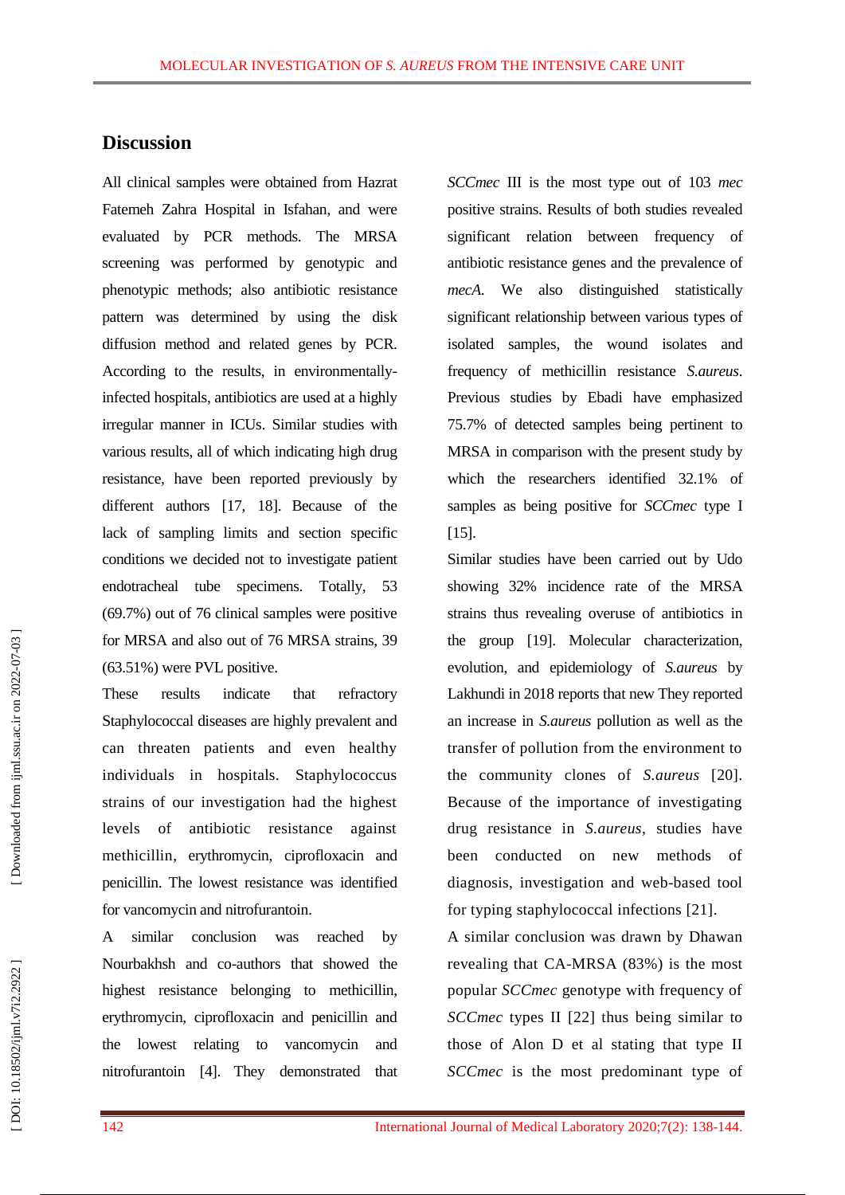## Discussion

All clinical samples were obtained from Hazrat Fatemeh Zahra Hospital in Isfahan, and were evaluated by PCR methods. The MRSA screening was performed by genotypic and phenotypic methods; also antibiotic resistance pattern was determined by using the disk diffusion method and related genes by PCR. According to the results, in environmentally-infected hospitals, antibiotics are used at a highly irregular manner in ICUs. Similar studies with various results, all of which indicating high drug resistance, have been reported previously by different authors [17, 18]. Because of the lack of sampling limits and section specific conditions we decided not to investigate patient endotracheal tube specimens. Totally, 53 (69.7%) out of 76 clinical samples were positive for MRSA and also out of 76 MRSA strains, 39 (63.51%) were PVL positive.

These results indicate that refractory Staphylococcal diseases are highly prevalent and can threaten patients and even healthy individuals in hospitals. Staphylococcus strains of our investigation had the highest levels of antibiotic resistance against methicillin, erythromycin, ciprofloxacin and penicillin. The lowest resistance was identified for vancomycin and nitrofurantoin.

A similar conclusion was reached by Nourbakhsh and co-authors that showed the highest resistance belonging to methicillin, erythromycin, ciprofloxacin and penicillin and the lowest relating to vancomycin and nitrofurantoin [4]. They demonstrated that *SCCmec* III is the most type out of 103 *mec* positive strains. Results of both studies revealed significant relation between frequency of antibiotic resistance genes and the prevalence of *mecA*. We also distinguished statistically significant relationship between various types of isolated samples, the wound isolates and frequency of methicillin resistance *S.aureus*. Previous studies by Ebadi have emphasized 75.7% of detected samples being pertinent to MRSA in comparison with the present study by which the researchers identified 32.1% of samples as being positive for *SCCmec* type I [15].

Similar studies have been carried out by Udo showing 32% incidence rate of the MRSA strains thus revealing overuse of antibiotics in the group [19]. Molecular characterization, evolution, and epidemiology of *S.aureus* by Lakhundi in 2018 reports that new They reported an increase in *S.aureus* pollution as well as the transfer of pollution from the environment to the community clones of *S.aureus* [20]. Because of the importance of investigating drug resistance in *S.aureus*, studies have been conducted on new methods of diagnosis, investigation and web-based tool for typing staphylococcal infections [21].

A similar conclusion was drawn by Dhawan revealing that CA-MRSA (83%) is the most popular *SCCmec* genotype with frequency of *SCCmec* types II [22] thus being similar to those of Alon D et al stating that type II *SCCmec* is the most predominant type of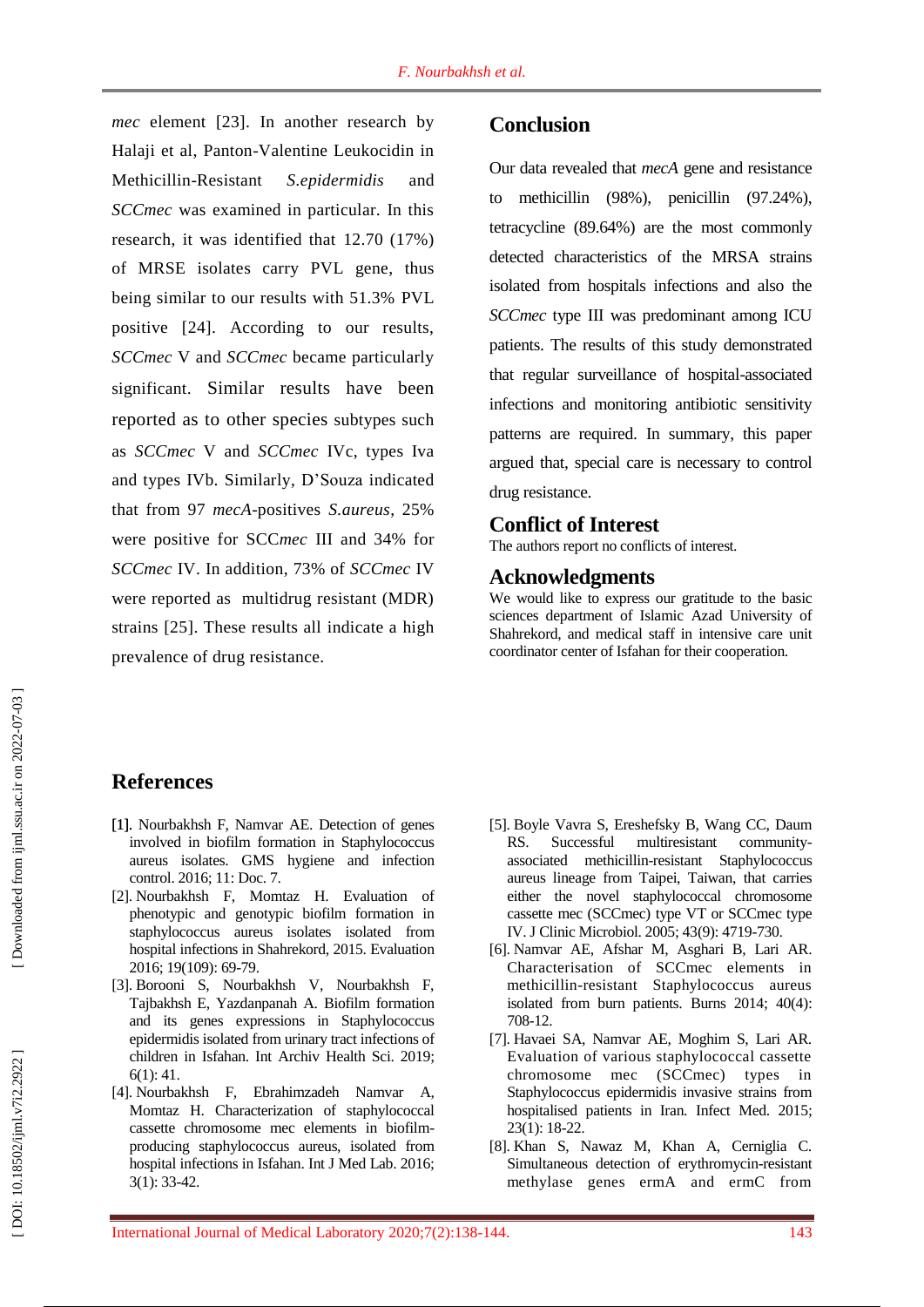*mec* element [23]. In another research by Halaji et al, Panton-Valentine Leukocidin in Methicillin-Resistant *S.epidermidis* and *SCCmec* was examined in particular. In this research, it was identified that 12.70 (17%) of MRSE isolates carry PVL gene, thus being similar to our results with 51.3% PVL positive [24]. According to our results, *SCCmec* V and *SCCmec* became particularly significant. Similar results have been reported as to other species subtypes such as *SCCmec* V and *SCCmec* IVc, types Iva and types IVb. Similarly, D'Souza indicated that from 97 *mecA*-positives *S.aureus*, 25% were positive for SCC*mec* III and 34% for *SCCmec* IV. In addition, 73% of *SCCmec* IV were reported as multidrug resistant (MDR) strains [25]. These results all indicate a high prevalence of drug resistance.

## Conclusion

Our data revealed that *mecA* gene and resistance to methicillin (98%), penicillin (97.24%), tetracycline (89.64%) are the most commonly detected characteristics of the MRSA strains isolated from hospitals infections and also the *SCCmec* type III was predominant among ICU patients. The results of this study demonstrated that regular surveillance of hospital-associated infections and monitoring antibiotic sensitivity patterns are required. In summary, this paper argued that, special care is necessary to control drug resistance.

## Conflict of Interest

The authors report no conflicts of interest.

## Acknowledgments

We would like to express our gratitude to the basic sciences department of Islamic Azad University of Shahrekord, and medical staff in intensive care unit coordinator center of Isfahan for their cooperation.

## References

[1]. Nourbakhsh F, Namvar AE. Detection of genes involved in biofilm formation in Staphylococcus aureus isolates. GMS hygiene and infection control. 2016; 11: Doc. 7.

[2]. Nourbakhsh F, Momtaz H. Evaluation of phenotypic and genotypic biofilm formation in staphylococcus aureus isolates isolated from hospital infections in Shahrekord, 2015. Evaluation 2016; 19(109): 69-79.

[3]. Borooni S, Nourbakhsh V, Nourbakhsh F, Tajbakhsh E, Yazdanpanah A. Biofilm formation and its genes expressions in Staphylococcus epidermidis isolated from urinary tract infections of children in Isfahan. Int Archiv Health Sci. 2019; 6(1): 41.

[4]. Nourbakhsh F, Ebrahimzadeh Namvar A, Momtaz H. Characterization of staphylococcal cassette chromosome mec elements in biofilm-producing staphylococcus aureus, isolated from hospital infections in Isfahan. Int J Med Lab. 2016; 3(1): 33-42.

[5]. Boyle Vavra S, Ereshefsky B, Wang CC, Daum RS. Successful multiresistant community-associated methicillin-resistant Staphylococcus aureus lineage from Taipei, Taiwan, that carries either the novel staphylococcal chromosome cassette mec (SCCmec) type VT or SCCmec type IV. J Clinic Microbiol. 2005; 43(9): 4719-730.

[6]. Namvar AE, Afshar M, Asghari B, Lari AR. Characterisation of SCCmec elements in methicillin-resistant Staphylococcus aureus isolated from burn patients. Burns 2014; 40(4): 708-12.

[7]. Havaei SA, Namvar AE, Moghim S, Lari AR. Evaluation of various staphylococcal cassette chromosome mec (SCCmec) types in Staphylococcus epidermidis invasive strains from hospitalised patients in Iran. Infect Med. 2015; 23(1): 18-22.

[8]. Khan S, Nawaz M, Khan A, Cerniglia C. Simultaneous detection of erythromycin-resistant methylase genes ermA and ermC from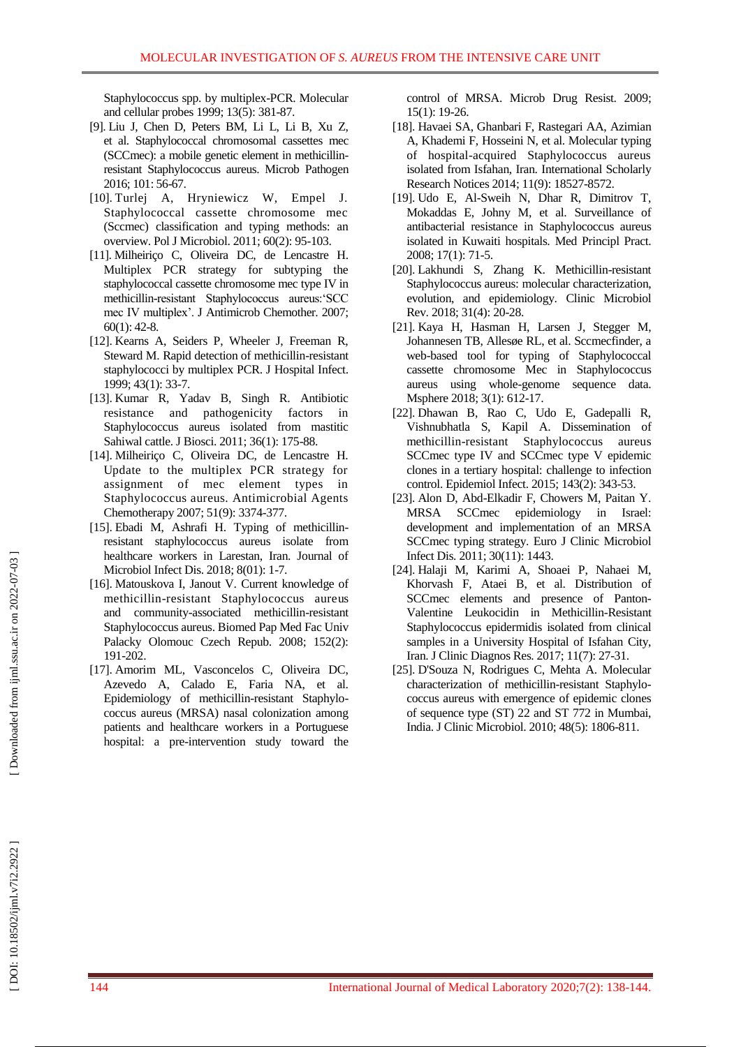Staphylococcus spp. by multiplex-PCR. Molecular and cellular probes 1999; 13(5): 381-87.

[9]. Liu J, Chen D, Peters BM, Li L, Li B, Xu Z, et al. Staphylococcal chromosomal cassettes mec (SCCmec): a mobile genetic element in methicillin-resistant Staphylococcus aureus. Microb Pathogen 2016; 101: 56-67.

[10]. Turlej A, Hryniewicz W, Empel J. Staphylococcal cassette chromosome mec (Sccmec) classification and typing methods: an overview. Pol J Microbiol. 2011; 60(2): 95-103.

[11]. Milheiriço C, Oliveira DC, de Lencastre H. Multiplex PCR strategy for subtyping the staphylococcal cassette chromosome mec type IV in methicillin-resistant Staphylococcus aureus:'SCC mec IV multiplex'. J Antimicrob Chemother. 2007; 60(1): 42-8.

[12]. Kearns A, Seiders P, Wheeler J, Freeman R, Steward M. Rapid detection of methicillin-resistant staphylococci by multiplex PCR. J Hospital Infect. 1999; 43(1): 33-7.

[13]. Kumar R, Yadav B, Singh R. Antibiotic resistance and pathogenicity factors in Staphylococcus aureus isolated from mastitic Sahiwal cattle. J Biosci. 2011; 36(1): 175-88.

[14]. Milheiriço C, Oliveira DC, de Lencastre H. Update to the multiplex PCR strategy for assignment of mec element types in Staphylococcus aureus. Antimicrobial Agents Chemotherapy 2007; 51(9): 3374-377.

[15]. Ebadi M, Ashrafi H. Typing of methicillin-resistant staphylococcus aureus isolate from healthcare workers in Larestan, Iran. Journal of Microbiol Infect Dis. 2018; 8(01): 1-7.

[16]. Matouskova I, Janout V. Current knowledge of methicillin-resistant Staphylococcus aureus and community-associated methicillin-resistant Staphylococcus aureus. Biomed Pap Med Fac Univ Palacky Olomouc Czech Repub. 2008; 152(2): 191-202.

[17]. Amorim ML, Vasconcelos C, Oliveira DC, Azevedo A, Calado E, Faria NA, et al. Epidemiology of methicillin-resistant Staphylococcus aureus (MRSA) nasal colonization among patients and healthcare workers in a Portuguese hospital: a pre-intervention study toward the control of MRSA. Microb Drug Resist. 2009; 15(1): 19-26.

[18]. Havaei SA, Ghanbari F, Rastegari AA, Azimian A, Khademi F, Hosseini N, et al. Molecular typing of hospital-acquired Staphylococcus aureus isolated from Isfahan, Iran. International Scholarly Research Notices 2014; 11(9): 18527-8572.

[19]. Udo E, Al-Sweih N, Dhar R, Dimitrov T, Mokaddas E, Johny M, et al. Surveillance of antibacterial resistance in Staphylococcus aureus isolated in Kuwaiti hospitals. Med Principl Pract. 2008; 17(1): 71-5.

[20]. Lakhundi S, Zhang K. Methicillin-resistant Staphylococcus aureus: molecular characterization, evolution, and epidemiology. Clinic Microbiol Rev. 2018; 31(4): 20-28.

[21]. Kaya H, Hasman H, Larsen J, Stegger M, Johannesen TB, Allesøe RL, et al. Sccmecfinder, a web-based tool for typing of Staphylococcal cassette chromosome Mec in Staphylococcus aureus using whole-genome sequence data. Msphere 2018; 3(1): 612-17.

[22]. Dhawan B, Rao C, Udo E, Gadepalli R, Vishnubhatla S, Kapil A. Dissemination of methicillin-resistant Staphylococcus aureus SCCmec type IV and SCCmec type V epidemic clones in a tertiary hospital: challenge to infection control. Epidemiol Infect. 2015; 143(2): 343-53.

[23]. Alon D, Abd-Elkadir F, Chowers M, Paitan Y. MRSA SCCmec epidemiology in Israel: development and implementation of an MRSA SCCmec typing strategy. Euro J Clinic Microbiol Infect Dis. 2011; 30(11): 1443.

[24]. Halaji M, Karimi A, Shoaei P, Nahaei M, Khorvash F, Ataei B, et al. Distribution of SCCmec elements and presence of Panton-Valentine Leukocidin in Methicillin-Resistant Staphylococcus epidermidis isolated from clinical samples in a University Hospital of Isfahan City, Iran. J Clinic Diagnos Res. 2017; 11(7): 27-31.

[25]. D'Souza N, Rodrigues C, Mehta A. Molecular characterization of methicillin-resistant Staphylococcus aureus with emergence of epidemic clones of sequence type (ST) 22 and ST 772 in Mumbai, India. J Clinic Microbiol. 2010; 48(5): 1806-811.